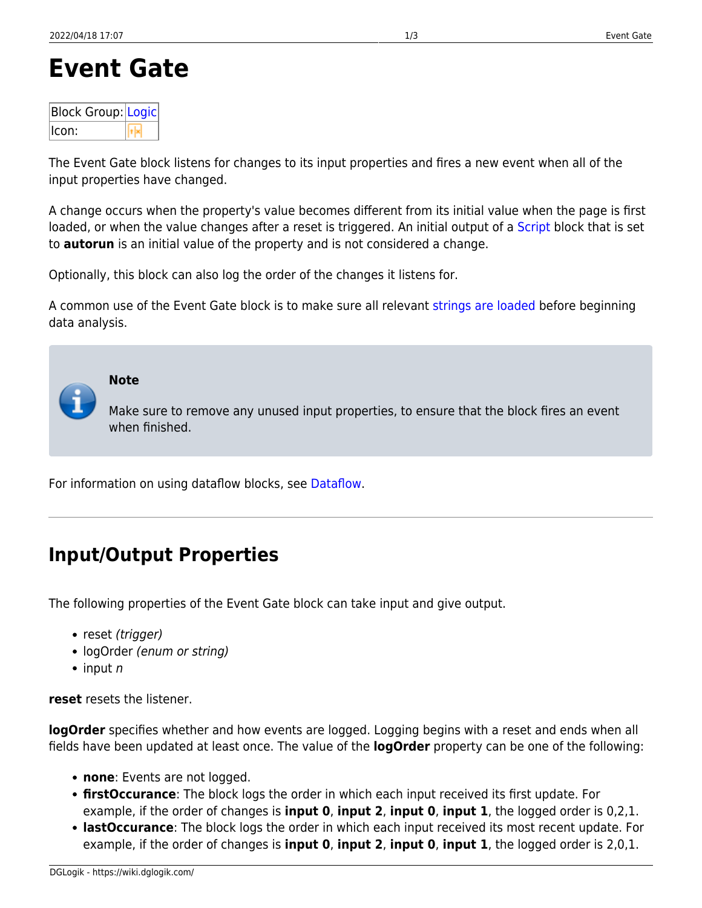# Event Gate

| | |
|---|---|
| Block Group: | Logic |
| Icon: | |

The Event Gate block listens for changes to its input properties and fires a new event when all of the input properties have changed.

A change occurs when the property's value becomes different from its initial value when the page is first loaded, or when the value changes after a reset is triggered. An initial output of a Script block that is set to **autorun** is an initial value of the property and is not considered a change.

Optionally, this block can also log the order of the changes it listens for.

A common use of the Event Gate block is to make sure all relevant strings are loaded before beginning data analysis.

> **Note**
>
> Make sure to remove any unused input properties, to ensure that the block fires an event when finished.

For information on using dataflow blocks, see Dataflow.

---

## Input/Output Properties

The following properties of the Event Gate block can take input and give output.

- reset *(trigger)*
- logOrder *(enum or string)*
- input *n*

**reset** resets the listener.

**logOrder** specifies whether and how events are logged. Logging begins with a reset and ends when all fields have been updated at least once. The value of the **logOrder** property can be one of the following:

- **none**: Events are not logged.
- **firstOccurance**: The block logs the order in which each input received its first update. For example, if the order of changes is **input 0**, **input 2**, **input 0**, **input 1**, the logged order is 0,2,1.
- **lastOccurance**: The block logs the order in which each input received its most recent update. For example, if the order of changes is **input 0**, **input 2**, **input 0**, **input 1**, the logged order is 2,0,1.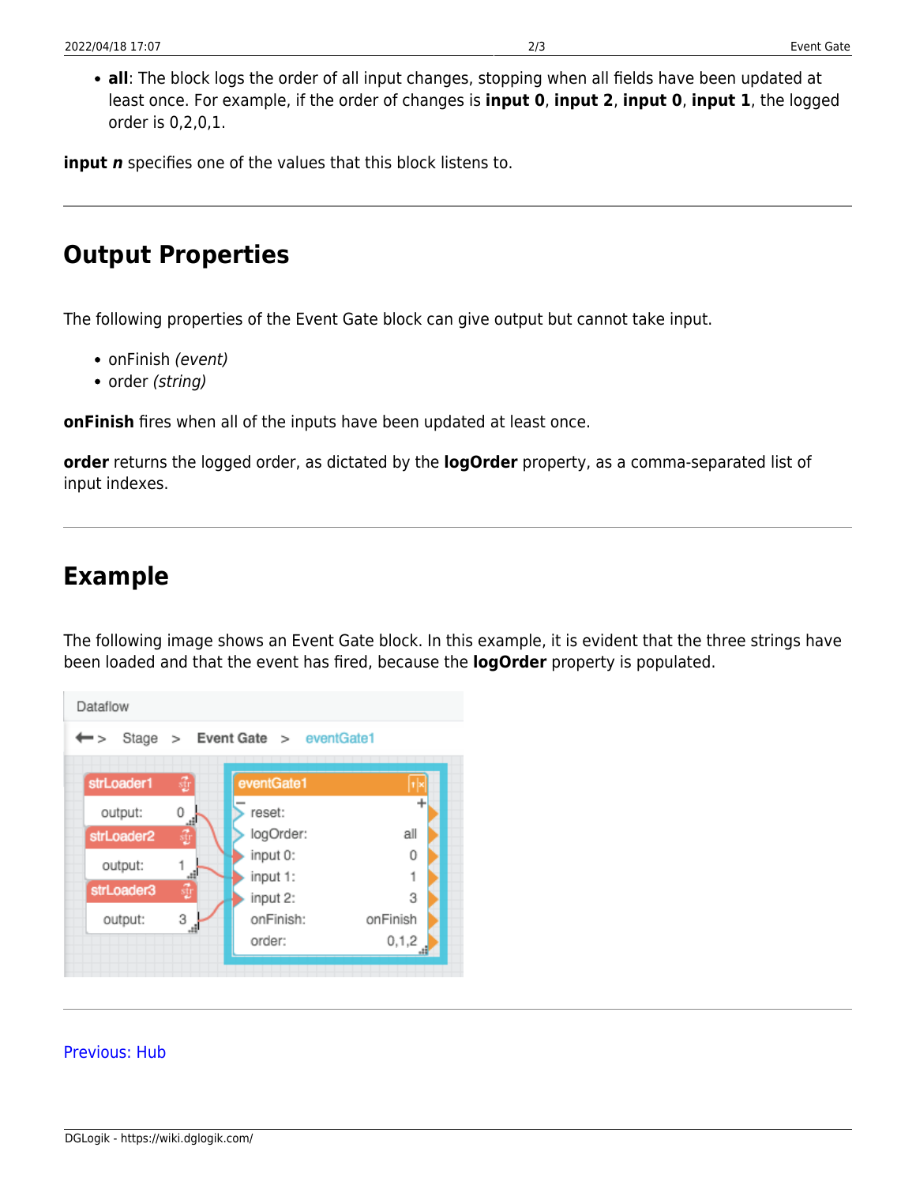- **all**: The block logs the order of all input changes, stopping when all fields have been updated at least once. For example, if the order of changes is **input 0**, **input 2**, **input 0**, **input 1**, the logged order is 0,2,0,1.

**input *n*** specifies one of the values that this block listens to.

---

## Output Properties

The following properties of the Event Gate block can give output but cannot take input.

- onFinish *(event)*
- order *(string)*

**onFinish** fires when all of the inputs have been updated at least once.

**order** returns the logged order, as dictated by the **logOrder** property, as a comma-separated list of input indexes.

---

## Example

The following image shows an Event Gate block. In this example, it is evident that the three strings have been loaded and that the event has fired, because the **logOrder** property is populated.

---

Previous: Hub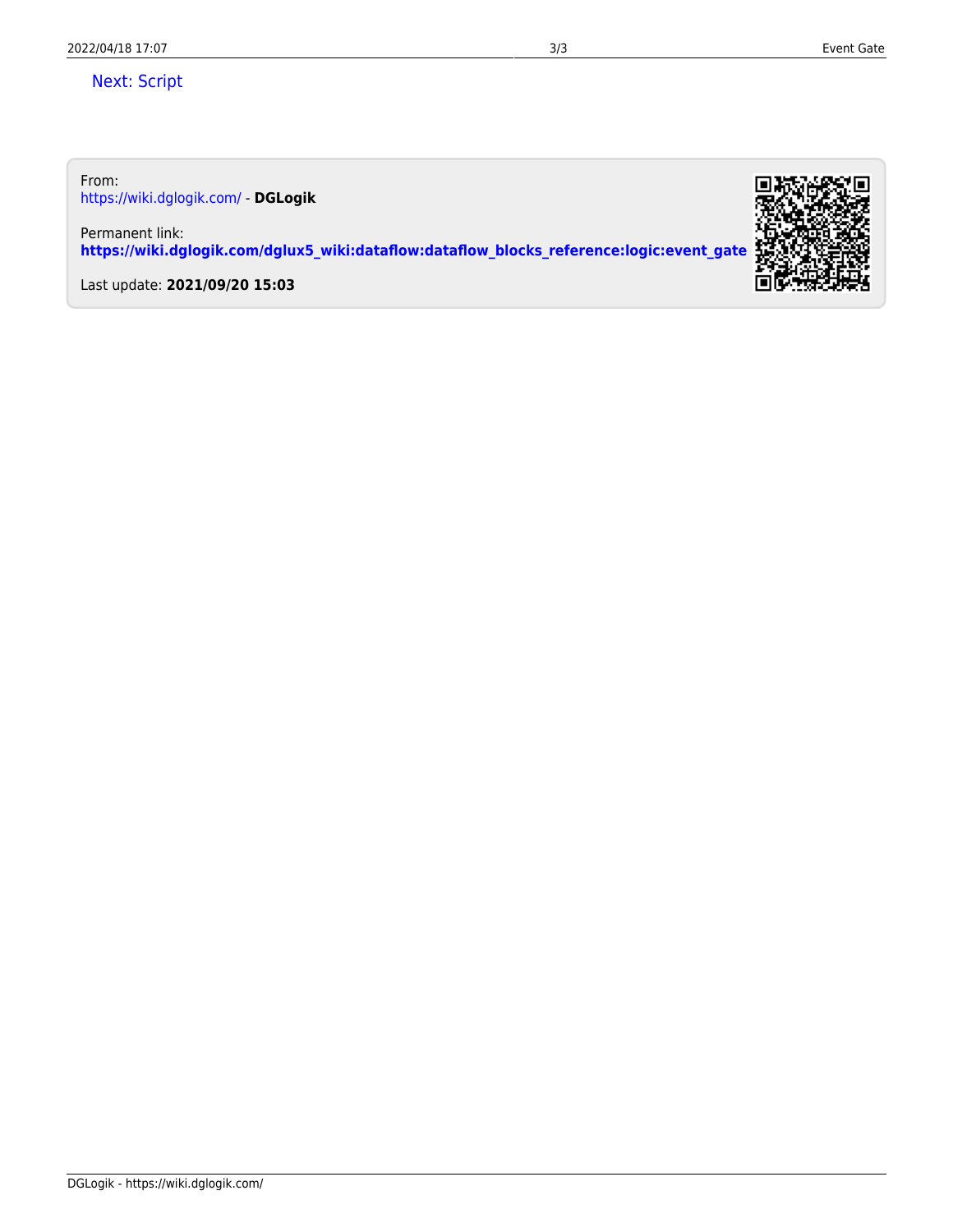[Next: Script](#)

From:
https://wiki.dglogik.com/ - **DGLogik**

Permanent link:
**https://wiki.dglogik.com/dglux5_wiki:dataflow:dataflow_blocks_reference:logic:event_gate**

Last update: **2021/09/20 15:03**